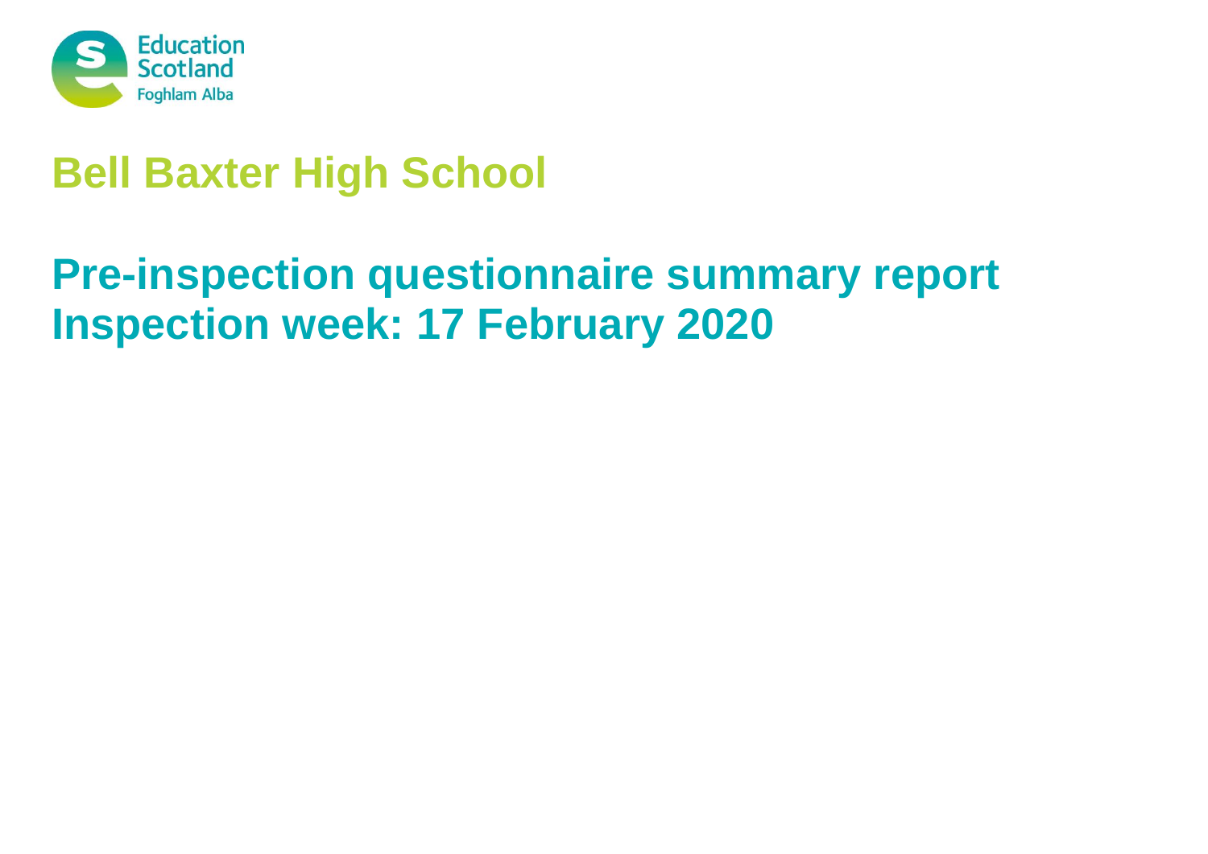Education Scotland
Foghlam Alba

# Bell Baxter High School

## Pre-inspection questionnaire summary report
## Inspection week: 17 February 2020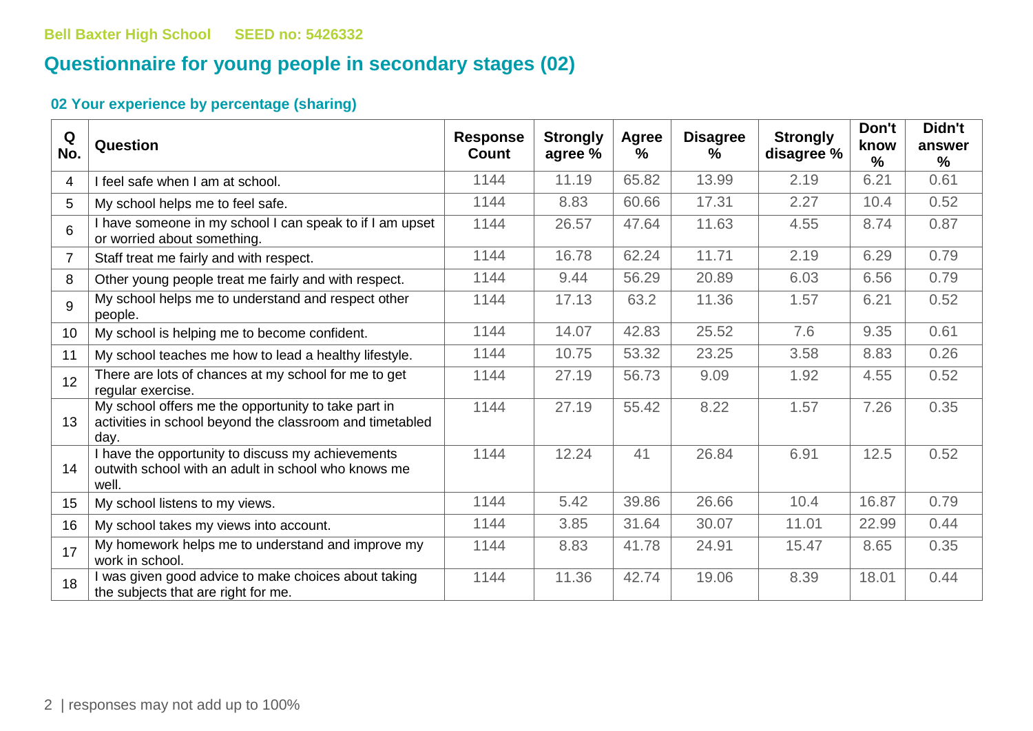Bell Baxter High School SEED no: 5426332

# Questionnaire for young people in secondary stages (02)

### 02 Your experience by percentage (sharing)

| Q No. | Question | Response Count | Strongly agree % | Agree % | Disagree % | Strongly disagree % | Don't know % | Didn't answer % |
|---|---|---|---|---|---|---|---|---|
| 4 | I feel safe when I am at school. | 1144 | 11.19 | 65.82 | 13.99 | 2.19 | 6.21 | 0.61 |
| 5 | My school helps me to feel safe. | 1144 | 8.83 | 60.66 | 17.31 | 2.27 | 10.4 | 0.52 |
| 6 | I have someone in my school I can speak to if I am upset or worried about something. | 1144 | 26.57 | 47.64 | 11.63 | 4.55 | 8.74 | 0.87 |
| 7 | Staff treat me fairly and with respect. | 1144 | 16.78 | 62.24 | 11.71 | 2.19 | 6.29 | 0.79 |
| 8 | Other young people treat me fairly and with respect. | 1144 | 9.44 | 56.29 | 20.89 | 6.03 | 6.56 | 0.79 |
| 9 | My school helps me to understand and respect other people. | 1144 | 17.13 | 63.2 | 11.36 | 1.57 | 6.21 | 0.52 |
| 10 | My school is helping me to become confident. | 1144 | 14.07 | 42.83 | 25.52 | 7.6 | 9.35 | 0.61 |
| 11 | My school teaches me how to lead a healthy lifestyle. | 1144 | 10.75 | 53.32 | 23.25 | 3.58 | 8.83 | 0.26 |
| 12 | There are lots of chances at my school for me to get regular exercise. | 1144 | 27.19 | 56.73 | 9.09 | 1.92 | 4.55 | 0.52 |
| 13 | My school offers me the opportunity to take part in activities in school beyond the classroom and timetabled day. | 1144 | 27.19 | 55.42 | 8.22 | 1.57 | 7.26 | 0.35 |
| 14 | I have the opportunity to discuss my achievements outwith school with an adult in school who knows me well. | 1144 | 12.24 | 41 | 26.84 | 6.91 | 12.5 | 0.52 |
| 15 | My school listens to my views. | 1144 | 5.42 | 39.86 | 26.66 | 10.4 | 16.87 | 0.79 |
| 16 | My school takes my views into account. | 1144 | 3.85 | 31.64 | 30.07 | 11.01 | 22.99 | 0.44 |
| 17 | My homework helps me to understand and improve my work in school. | 1144 | 8.83 | 41.78 | 24.91 | 15.47 | 8.65 | 0.35 |
| 18 | I was given good advice to make choices about taking the subjects that are right for me. | 1144 | 11.36 | 42.74 | 19.06 | 8.39 | 18.01 | 0.44 |

responses may not add up to 100%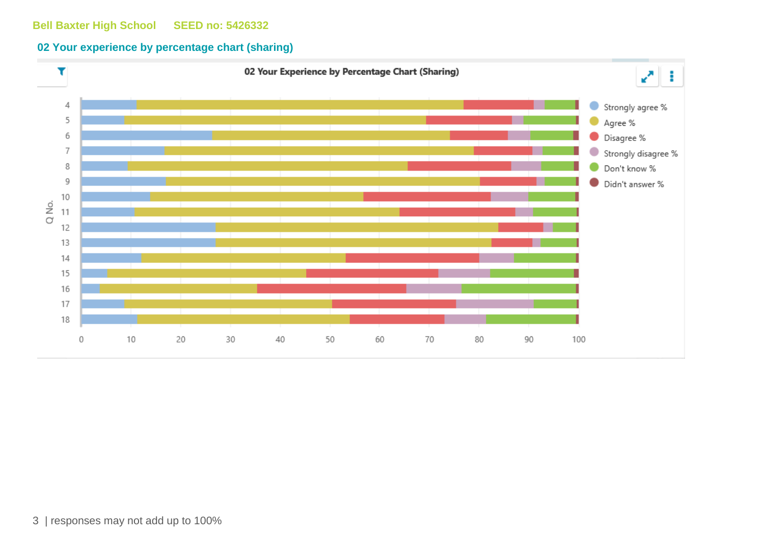Bell Baxter High School SEED no: 5426332

## 02 Your experience by percentage chart (sharing)

**02 Your Experience by Percentage Chart (Sharing)**

Legend: Strongly agree %, Agree %, Disagree %, Strongly disagree %, Don't know %, Didn't answer %

Q No.: 4, 5, 6, 7, 8, 9, 10, 11, 12, 13, 14, 15, 16, 17, 18

X-axis: 0, 10, 20, 30, 40, 50, 60, 70, 80, 90, 100

responses may not add up to 100%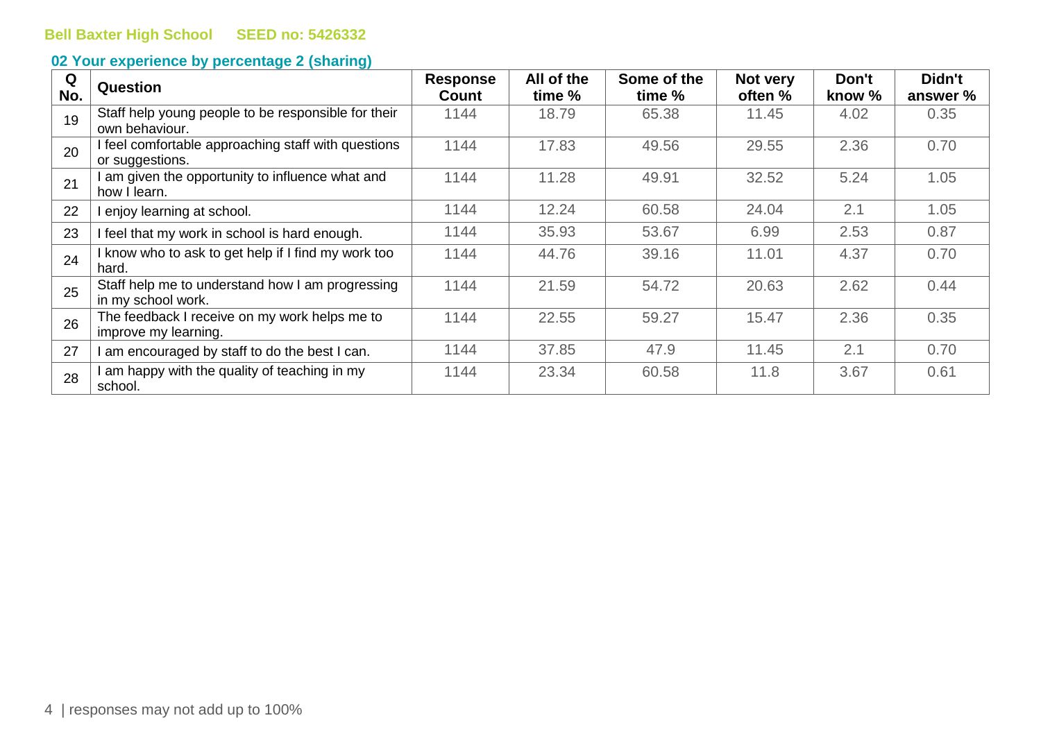Bell Baxter High School SEED no: 5426332

## 02 Your experience by percentage 2 (sharing)

| Q No. | Question | Response Count | All of the time % | Some of the time % | Not very often % | Don't know % | Didn't answer % |
|---|---|---|---|---|---|---|---|
| 19 | Staff help young people to be responsible for their own behaviour. | 1144 | 18.79 | 65.38 | 11.45 | 4.02 | 0.35 |
| 20 | I feel comfortable approaching staff with questions or suggestions. | 1144 | 17.83 | 49.56 | 29.55 | 2.36 | 0.70 |
| 21 | I am given the opportunity to influence what and how I learn. | 1144 | 11.28 | 49.91 | 32.52 | 5.24 | 1.05 |
| 22 | I enjoy learning at school. | 1144 | 12.24 | 60.58 | 24.04 | 2.1 | 1.05 |
| 23 | I feel that my work in school is hard enough. | 1144 | 35.93 | 53.67 | 6.99 | 2.53 | 0.87 |
| 24 | I know who to ask to get help if I find my work too hard. | 1144 | 44.76 | 39.16 | 11.01 | 4.37 | 0.70 |
| 25 | Staff help me to understand how I am progressing in my school work. | 1144 | 21.59 | 54.72 | 20.63 | 2.62 | 0.44 |
| 26 | The feedback I receive on my work helps me to improve my learning. | 1144 | 22.55 | 59.27 | 15.47 | 2.36 | 0.35 |
| 27 | I am encouraged by staff to do the best I can. | 1144 | 37.85 | 47.9 | 11.45 | 2.1 | 0.70 |
| 28 | I am happy with the quality of teaching in my school. | 1144 | 23.34 | 60.58 | 11.8 | 3.67 | 0.61 |

responses may not add up to 100%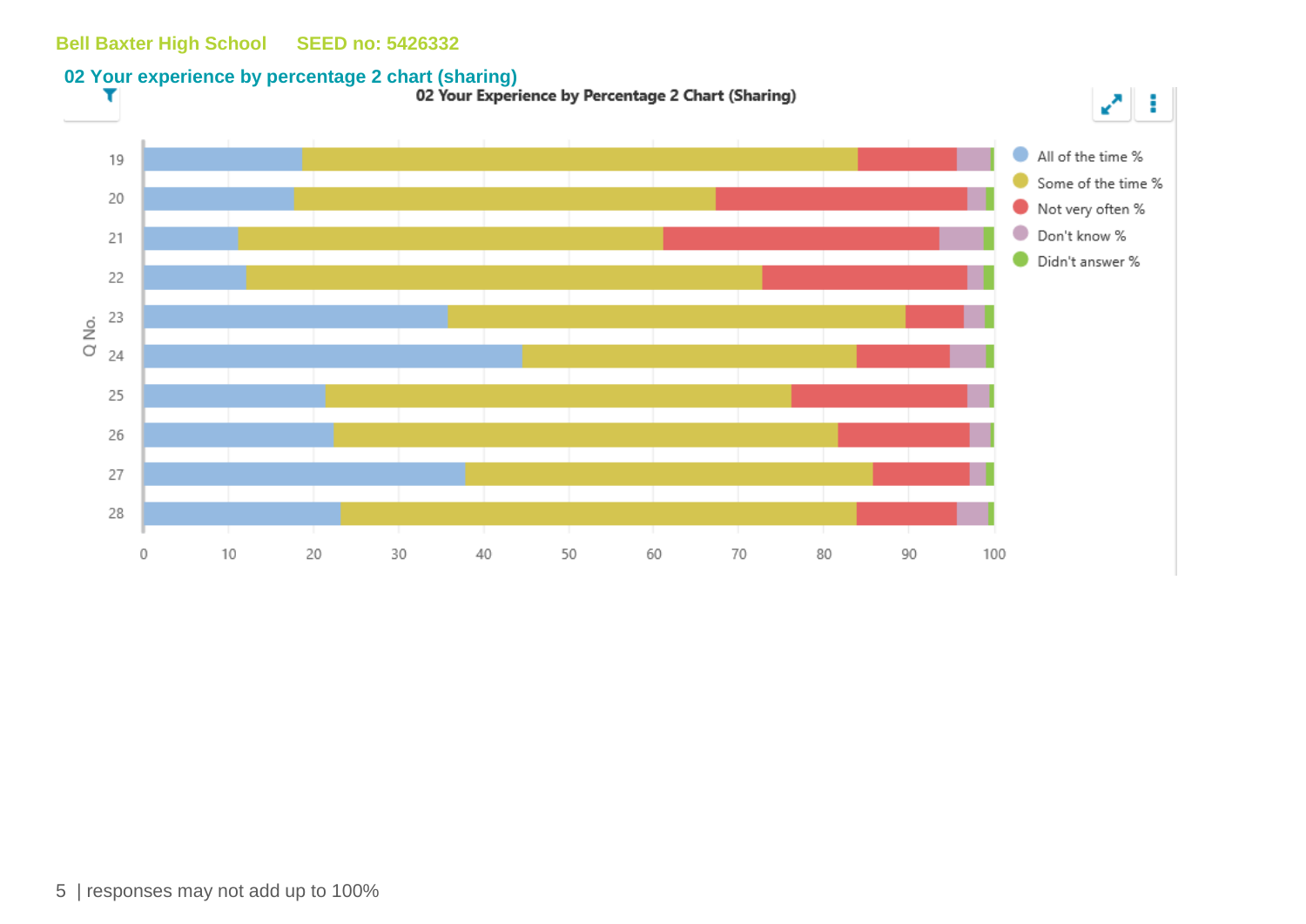Bell Baxter High School SEED no: 5426332

## 02 Your experience by percentage 2 chart (sharing)

**02 Your Experience by Percentage 2 Chart (Sharing)**

Legend: All of the time % · Some of the time % · Not very often % · Don't know % · Didn't answer %

Q No.: 19, 20, 21, 22, 23, 24, 25, 26, 27, 28

0 10 20 30 40 50 60 70 80 90 100

responses may not add up to 100%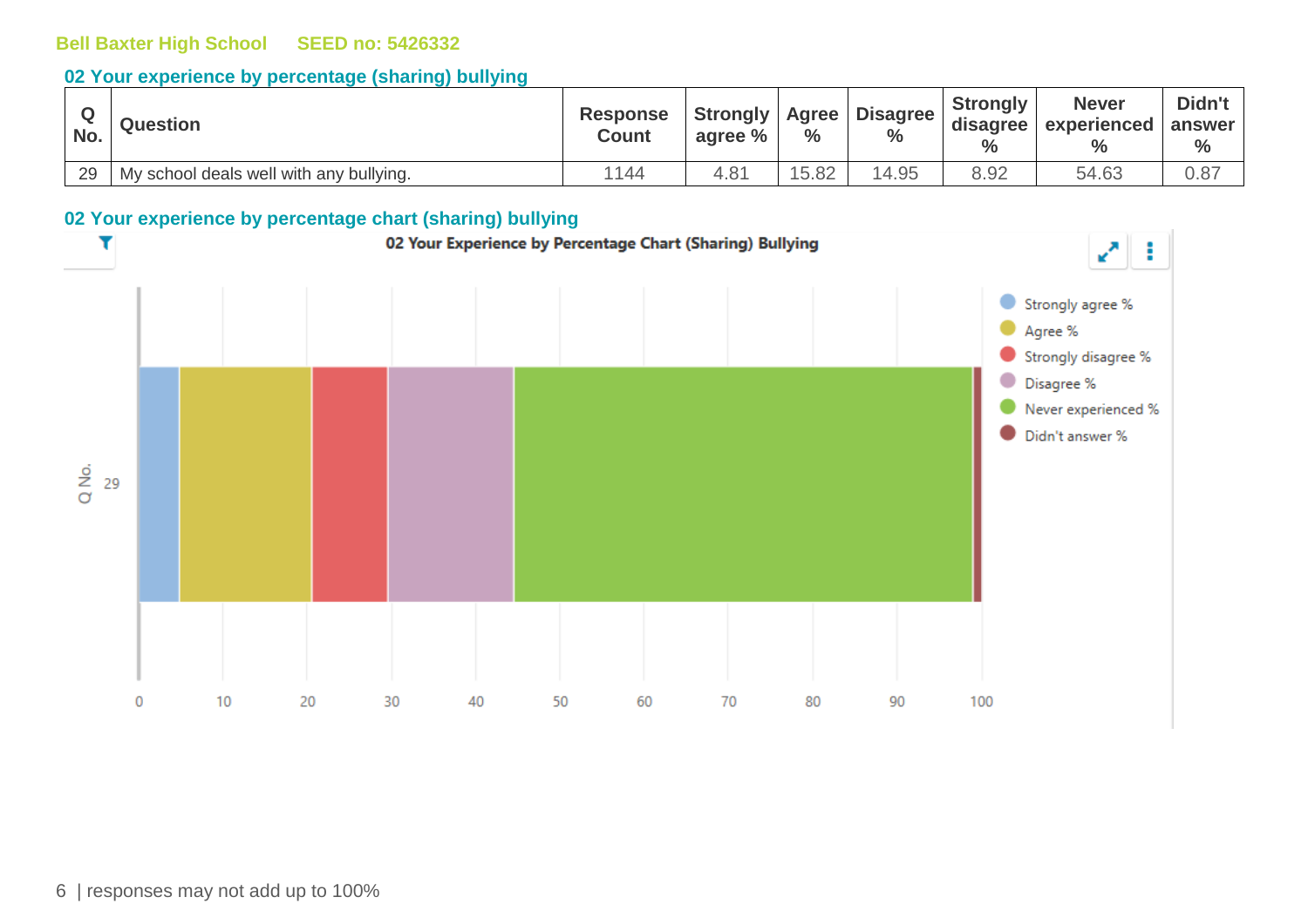Bell Baxter High School SEED no: 5426332

## 02 Your experience by percentage (sharing) bullying

| Q No. | Question | Response Count | Strongly agree % | Agree % | Disagree % | Strongly disagree % | Never experienced % | Didn't answer % |
|---|---|---|---|---|---|---|---|---|
| 29 | My school deals well with any bullying. | 1144 | 4.81 | 15.82 | 14.95 | 8.92 | 54.63 | 0.87 |

## 02 Your experience by percentage chart (sharing) bullying

responses may not add up to 100%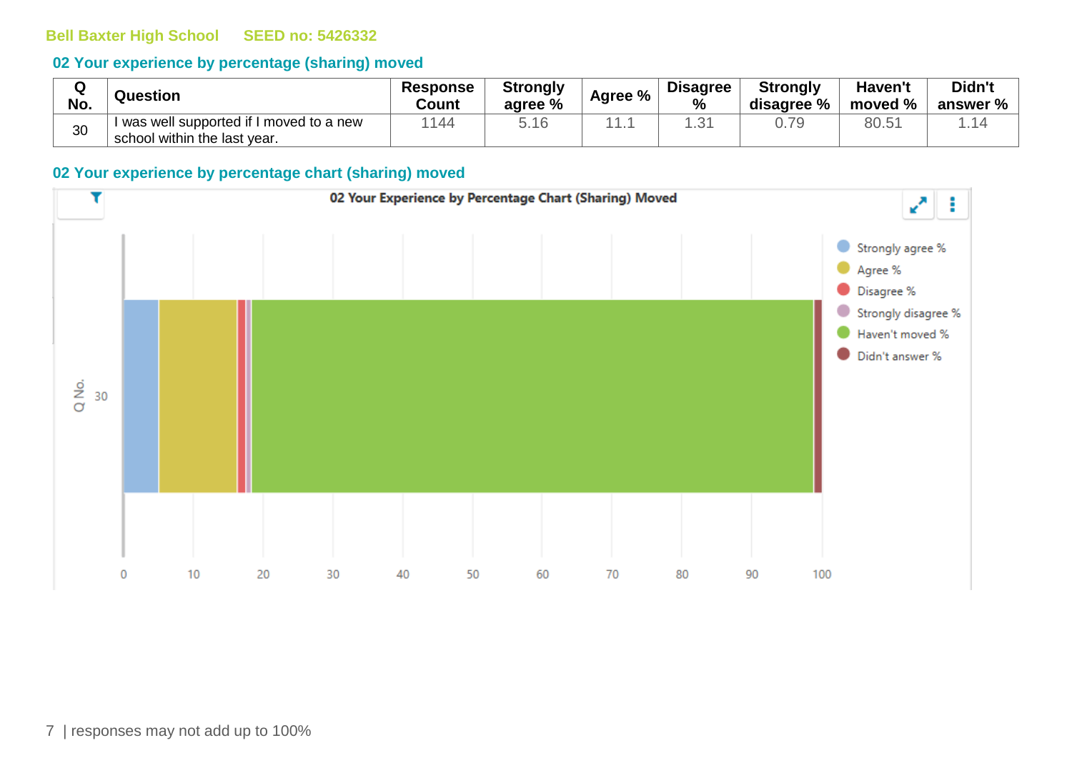Bell Baxter High School SEED no: 5426332

## 02 Your experience by percentage (sharing) moved

| Q No. | Question | Response Count | Strongly agree % | Agree % | Disagree % | Strongly disagree % | Haven't moved % | Didn't answer % |
|---|---|---|---|---|---|---|---|---|
| 30 | I was well supported if I moved to a new school within the last year. | 1144 | 5.16 | 11.1 | 1.31 | 0.79 | 80.51 | 1.14 |

## 02 Your experience by percentage chart (sharing) moved

02 Your Experience by Percentage Chart (Sharing) Moved

| Q No. | Strongly agree % | Agree % | Disagree % | Strongly disagree % | Haven't moved % | Didn't answer % |
|---|---|---|---|---|---|---|
| 30 | 5.16 | 11.1 | 1.31 | 0.79 | 80.51 | 1.14 |

responses may not add up to 100%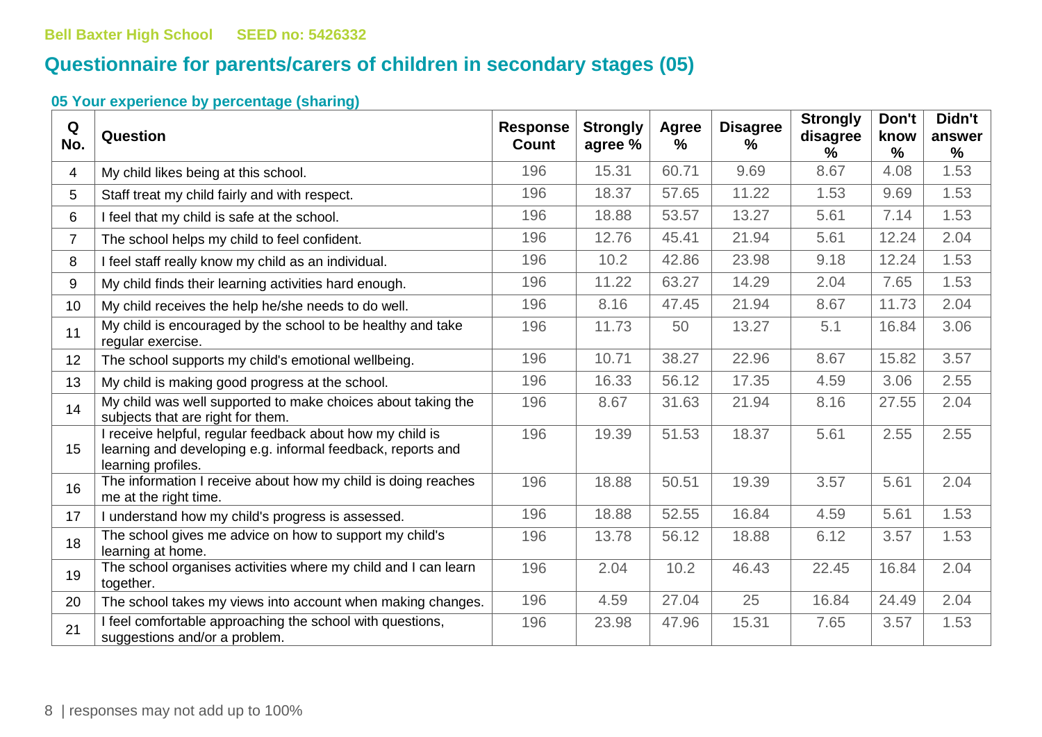Bell Baxter High School SEED no: 5426332

# Questionnaire for parents/carers of children in secondary stages (05)

### 05 Your experience by percentage (sharing)

| Q No. | Question | Response Count | Strongly agree % | Agree % | Disagree % | Strongly disagree % | Don't know % | Didn't answer % |
|---|---|---|---|---|---|---|---|---|
| 4 | My child likes being at this school. | 196 | 15.31 | 60.71 | 9.69 | 8.67 | 4.08 | 1.53 |
| 5 | Staff treat my child fairly and with respect. | 196 | 18.37 | 57.65 | 11.22 | 1.53 | 9.69 | 1.53 |
| 6 | I feel that my child is safe at the school. | 196 | 18.88 | 53.57 | 13.27 | 5.61 | 7.14 | 1.53 |
| 7 | The school helps my child to feel confident. | 196 | 12.76 | 45.41 | 21.94 | 5.61 | 12.24 | 2.04 |
| 8 | I feel staff really know my child as an individual. | 196 | 10.2 | 42.86 | 23.98 | 9.18 | 12.24 | 1.53 |
| 9 | My child finds their learning activities hard enough. | 196 | 11.22 | 63.27 | 14.29 | 2.04 | 7.65 | 1.53 |
| 10 | My child receives the help he/she needs to do well. | 196 | 8.16 | 47.45 | 21.94 | 8.67 | 11.73 | 2.04 |
| 11 | My child is encouraged by the school to be healthy and take regular exercise. | 196 | 11.73 | 50 | 13.27 | 5.1 | 16.84 | 3.06 |
| 12 | The school supports my child's emotional wellbeing. | 196 | 10.71 | 38.27 | 22.96 | 8.67 | 15.82 | 3.57 |
| 13 | My child is making good progress at the school. | 196 | 16.33 | 56.12 | 17.35 | 4.59 | 3.06 | 2.55 |
| 14 | My child was well supported to make choices about taking the subjects that are right for them. | 196 | 8.67 | 31.63 | 21.94 | 8.16 | 27.55 | 2.04 |
| 15 | I receive helpful, regular feedback about how my child is learning and developing e.g. informal feedback, reports and learning profiles. | 196 | 19.39 | 51.53 | 18.37 | 5.61 | 2.55 | 2.55 |
| 16 | The information I receive about how my child is doing reaches me at the right time. | 196 | 18.88 | 50.51 | 19.39 | 3.57 | 5.61 | 2.04 |
| 17 | I understand how my child's progress is assessed. | 196 | 18.88 | 52.55 | 16.84 | 4.59 | 5.61 | 1.53 |
| 18 | The school gives me advice on how to support my child's learning at home. | 196 | 13.78 | 56.12 | 18.88 | 6.12 | 3.57 | 1.53 |
| 19 | The school organises activities where my child and I can learn together. | 196 | 2.04 | 10.2 | 46.43 | 22.45 | 16.84 | 2.04 |
| 20 | The school takes my views into account when making changes. | 196 | 4.59 | 27.04 | 25 | 16.84 | 24.49 | 2.04 |
| 21 | I feel comfortable approaching the school with questions, suggestions and/or a problem. | 196 | 23.98 | 47.96 | 15.31 | 7.65 | 3.57 | 1.53 |

responses may not add up to 100%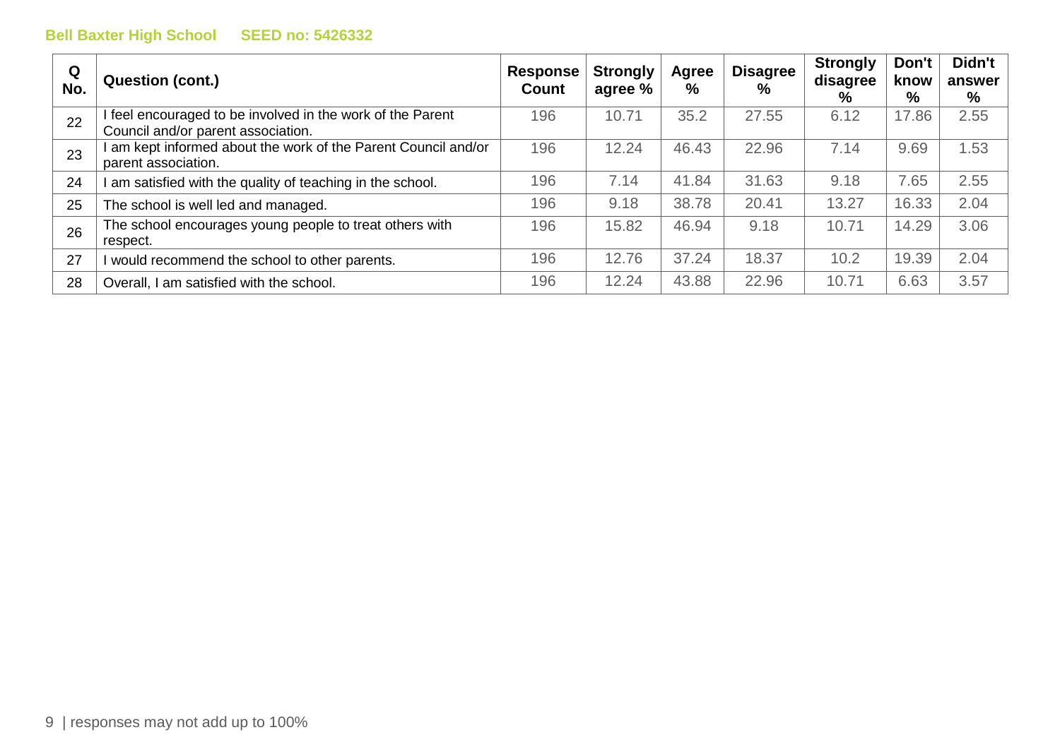| Q No. | Question (cont.) | Response Count | Strongly agree % | Agree % | Disagree % | Strongly disagree % | Don't know % | Didn't answer % |
|---|---|---|---|---|---|---|---|---|
| 22 | I feel encouraged to be involved in the work of the Parent Council and/or parent association. | 196 | 10.71 | 35.2 | 27.55 | 6.12 | 17.86 | 2.55 |
| 23 | I am kept informed about the work of the Parent Council and/or parent association. | 196 | 12.24 | 46.43 | 22.96 | 7.14 | 9.69 | 1.53 |
| 24 | I am satisfied with the quality of teaching in the school. | 196 | 7.14 | 41.84 | 31.63 | 9.18 | 7.65 | 2.55 |
| 25 | The school is well led and managed. | 196 | 9.18 | 38.78 | 20.41 | 13.27 | 16.33 | 2.04 |
| 26 | The school encourages young people to treat others with respect. | 196 | 15.82 | 46.94 | 9.18 | 10.71 | 14.29 | 3.06 |
| 27 | I would recommend the school to other parents. | 196 | 12.76 | 37.24 | 18.37 | 10.2 | 19.39 | 2.04 |
| 28 | Overall, I am satisfied with the school. | 196 | 12.24 | 43.88 | 22.96 | 10.71 | 6.63 | 3.57 |

responses may not add up to 100%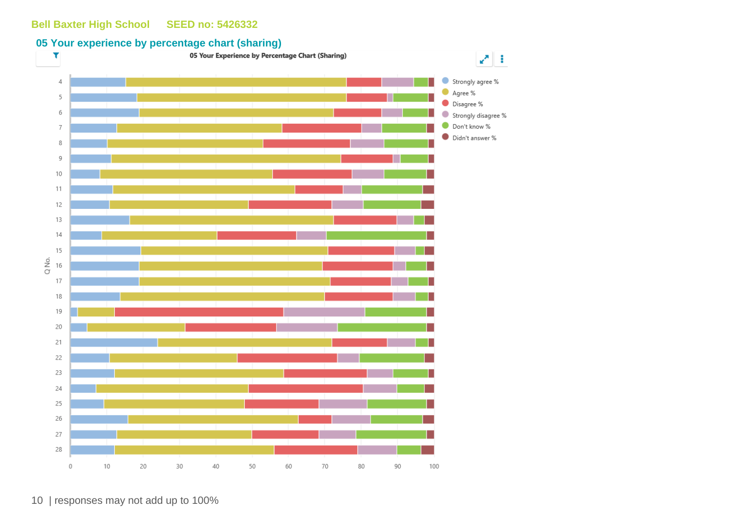Bell Baxter High School SEED no: 5426332

## 05 Your experience by percentage chart (sharing)

05 Your Experience by Percentage Chart (Sharing)

Legend: Strongly agree %, Agree %, Disagree %, Strongly disagree %, Don't know %, Didn't answer %

Q No.: 4, 5, 6, 7, 8, 9, 10, 11, 12, 13, 14, 15, 16, 17, 18, 19, 20, 21, 22, 23, 24, 25, 26, 27, 28

0 10 20 30 40 50 60 70 80 90 100

| responses may not add up to 100%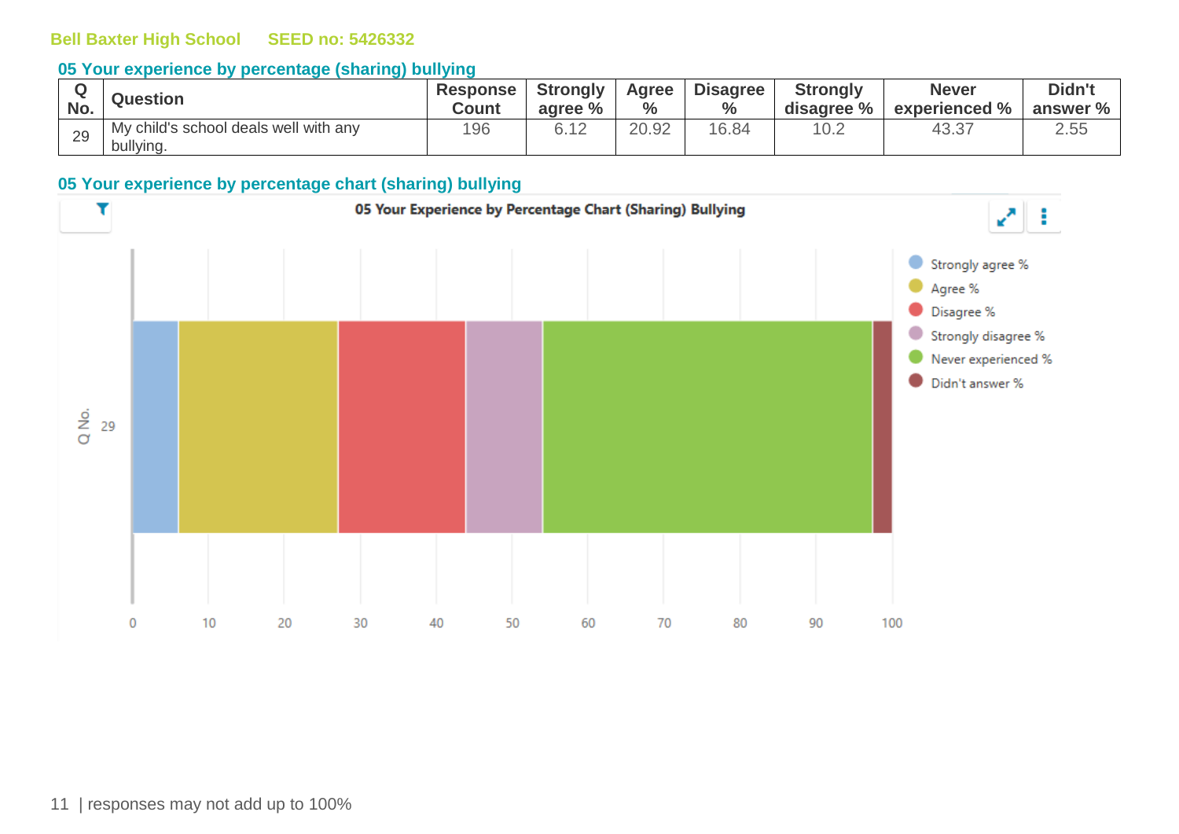Bell Baxter High School SEED no: 5426332

## 05 Your experience by percentage (sharing) bullying

| Q No. | Question | Response Count | Strongly agree % | Agree % | Disagree % | Strongly disagree % | Never experienced % | Didn't answer % |
|---|---|---|---|---|---|---|---|---|
| 29 | My child's school deals well with any bullying. | 196 | 6.12 | 20.92 | 16.84 | 10.2 | 43.37 | 2.55 |

## 05 Your experience by percentage chart (sharing) bullying

05 Your Experience by Percentage Chart (Sharing) Bullying

responses may not add up to 100%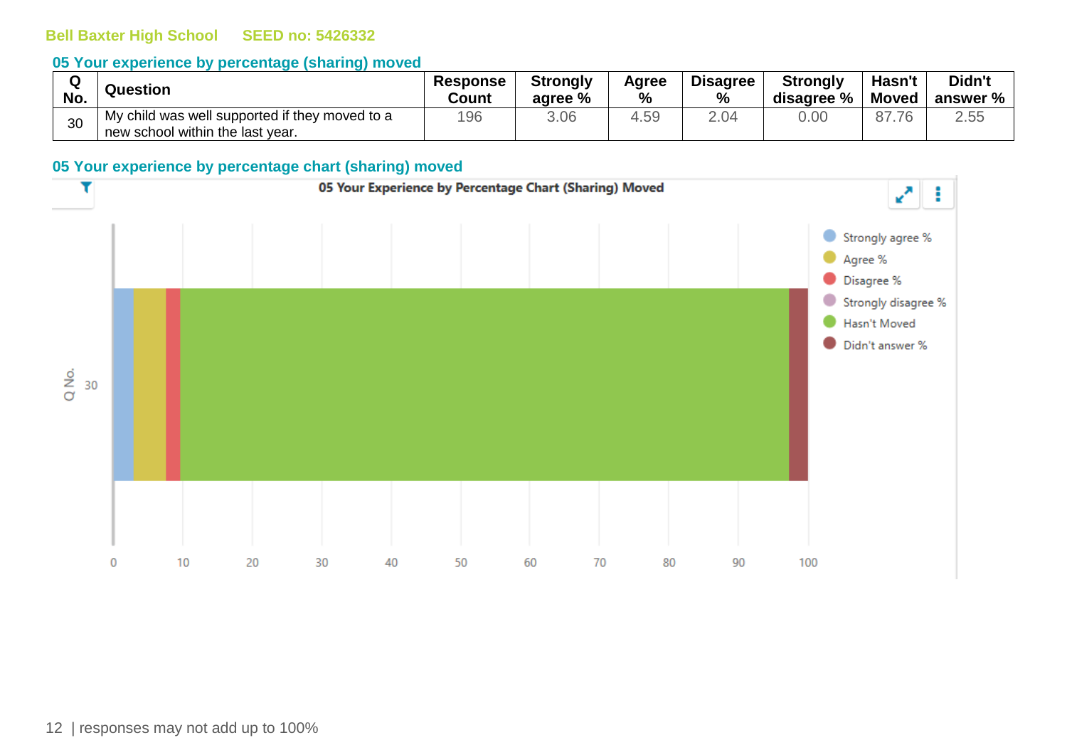Bell Baxter High School SEED no: 5426332

## 05 Your experience by percentage (sharing) moved

| Q No. | Question | Response Count | Strongly agree % | Agree % | Disagree % | Strongly disagree % | Hasn't Moved | Didn't answer % |
|---|---|---|---|---|---|---|---|---|
| 30 | My child was well supported if they moved to a new school within the last year. | 196 | 3.06 | 4.59 | 2.04 | 0.00 | 87.76 | 2.55 |

## 05 Your experience by percentage chart (sharing) moved

05 Your Experience by Percentage Chart (Sharing) Moved

responses may not add up to 100%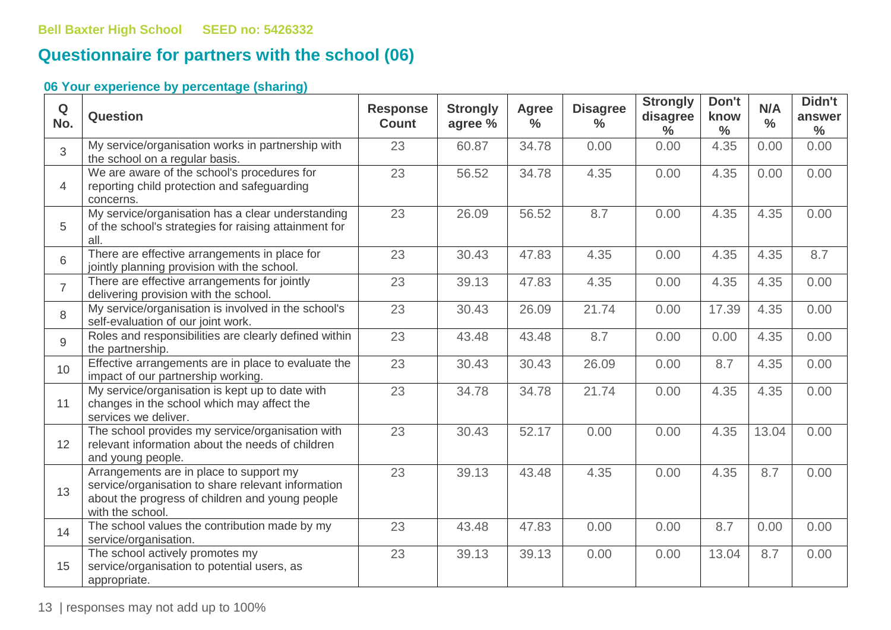**Bell Baxter High School SEED no: 5426332**

## Questionnaire for partners with the school (06)

### 06 Your experience by percentage (sharing)

| Q No. | Question | Response Count | Strongly agree % | Agree % | Disagree % | Strongly disagree % | Don't know % | N/A % | Didn't answer % |
|---|---|---|---|---|---|---|---|---|---|
| 3 | My service/organisation works in partnership with the school on a regular basis. | 23 | 60.87 | 34.78 | 0.00 | 0.00 | 4.35 | 0.00 | 0.00 |
| 4 | We are aware of the school's procedures for reporting child protection and safeguarding concerns. | 23 | 56.52 | 34.78 | 4.35 | 0.00 | 4.35 | 0.00 | 0.00 |
| 5 | My service/organisation has a clear understanding of the school's strategies for raising attainment for all. | 23 | 26.09 | 56.52 | 8.7 | 0.00 | 4.35 | 4.35 | 0.00 |
| 6 | There are effective arrangements in place for jointly planning provision with the school. | 23 | 30.43 | 47.83 | 4.35 | 0.00 | 4.35 | 4.35 | 8.7 |
| 7 | There are effective arrangements for jointly delivering provision with the school. | 23 | 39.13 | 47.83 | 4.35 | 0.00 | 4.35 | 4.35 | 0.00 |
| 8 | My service/organisation is involved in the school's self-evaluation of our joint work. | 23 | 30.43 | 26.09 | 21.74 | 0.00 | 17.39 | 4.35 | 0.00 |
| 9 | Roles and responsibilities are clearly defined within the partnership. | 23 | 43.48 | 43.48 | 8.7 | 0.00 | 0.00 | 4.35 | 0.00 |
| 10 | Effective arrangements are in place to evaluate the impact of our partnership working. | 23 | 30.43 | 30.43 | 26.09 | 0.00 | 8.7 | 4.35 | 0.00 |
| 11 | My service/organisation is kept up to date with changes in the school which may affect the services we deliver. | 23 | 34.78 | 34.78 | 21.74 | 0.00 | 4.35 | 4.35 | 0.00 |
| 12 | The school provides my service/organisation with relevant information about the needs of children and young people. | 23 | 30.43 | 52.17 | 0.00 | 0.00 | 4.35 | 13.04 | 0.00 |
| 13 | Arrangements are in place to support my service/organisation to share relevant information about the progress of children and young people with the school. | 23 | 39.13 | 43.48 | 4.35 | 0.00 | 4.35 | 8.7 | 0.00 |
| 14 | The school values the contribution made by my service/organisation. | 23 | 43.48 | 47.83 | 0.00 | 0.00 | 8.7 | 0.00 | 0.00 |
| 15 | The school actively promotes my service/organisation to potential users, as appropriate. | 23 | 39.13 | 39.13 | 0.00 | 0.00 | 13.04 | 8.7 | 0.00 |

responses may not add up to 100%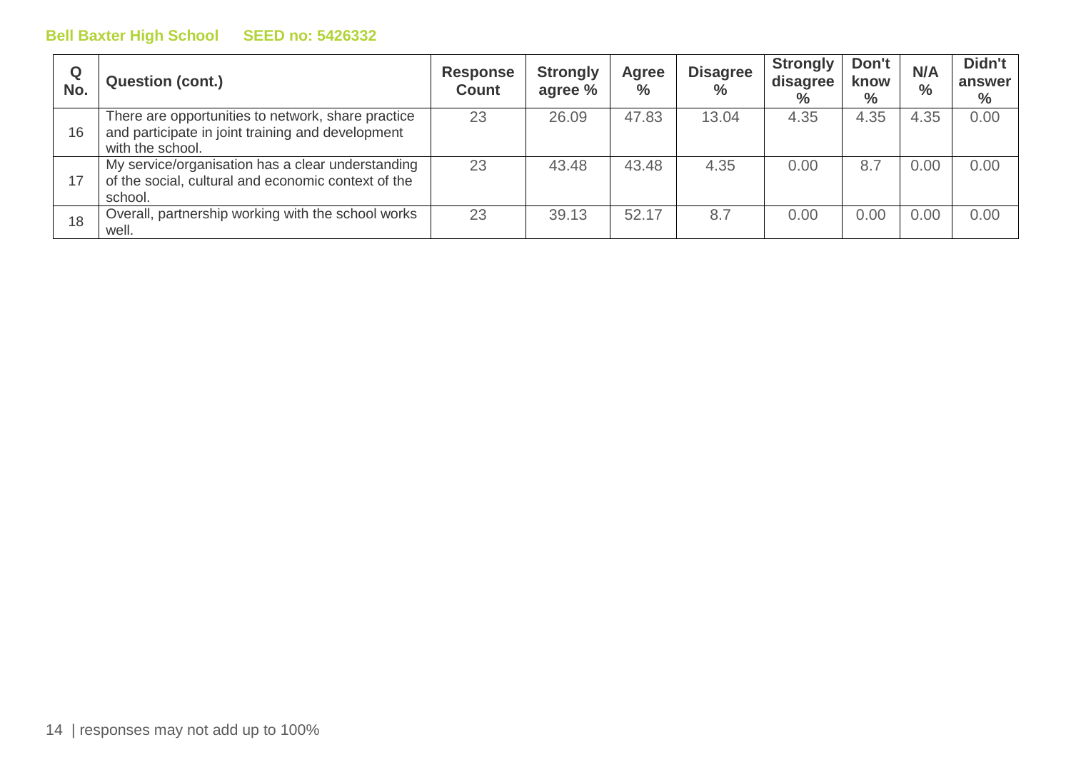**Bell Baxter High School SEED no: 5426332**

| Q No. | Question (cont.) | Response Count | Strongly agree % | Agree % | Disagree % | Strongly disagree % | Don't know % | N/A % | Didn't answer % |
|---|---|---|---|---|---|---|---|---|---|
| 16 | There are opportunities to network, share practice and participate in joint training and development with the school. | 23 | 26.09 | 47.83 | 13.04 | 4.35 | 4.35 | 4.35 | 0.00 |
| 17 | My service/organisation has a clear understanding of the social, cultural and economic context of the school. | 23 | 43.48 | 43.48 | 4.35 | 0.00 | 8.7 | 0.00 | 0.00 |
| 18 | Overall, partnership working with the school works well. | 23 | 39.13 | 52.17 | 8.7 | 0.00 | 0.00 | 0.00 | 0.00 |

responses may not add up to 100%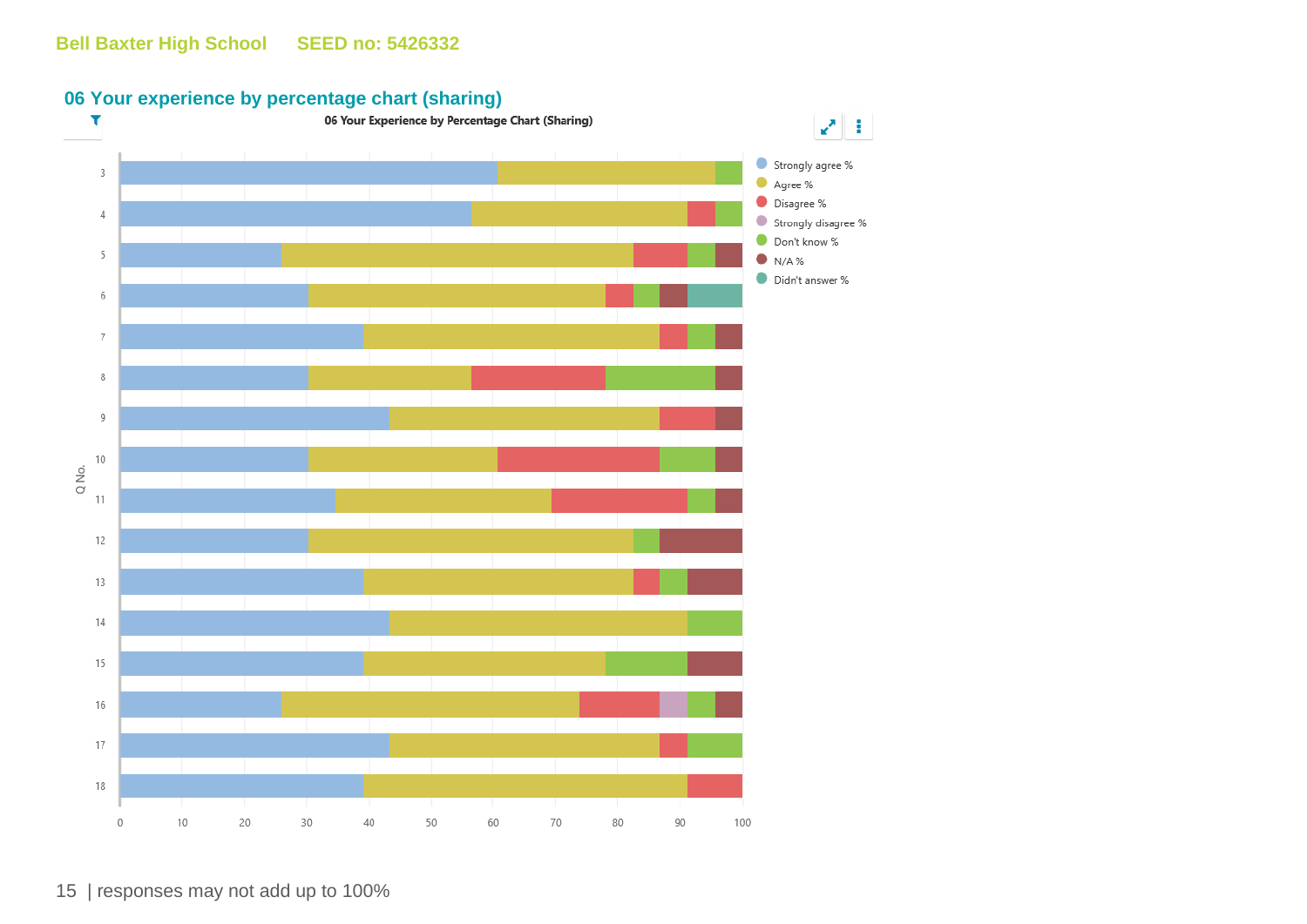Bell Baxter High School SEED no: 5426332

## 06 Your experience by percentage chart (sharing)

06 Your Experience by Percentage Chart (Sharing)

Legend: Strongly agree %, Agree %, Disagree %, Strongly disagree %, Don't know %, N/A %, Didn't answer %

Q No.: 3, 4, 5, 6, 7, 8, 9, 10, 11, 12, 13, 14, 15, 16, 17, 18

0 10 20 30 40 50 60 70 80 90 100

| responses may not add up to 100%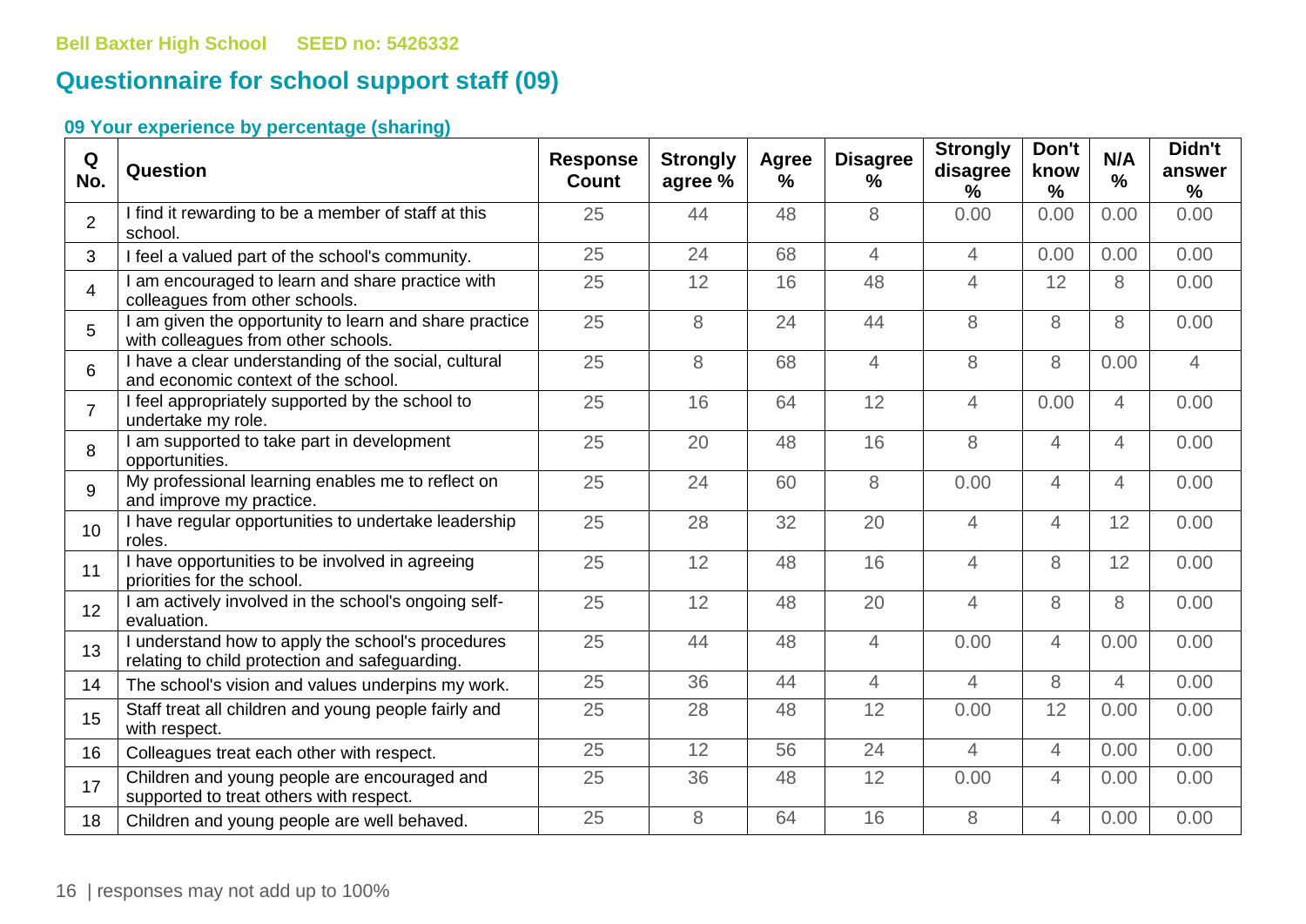Bell Baxter High School SEED no: 5426332

# Questionnaire for school support staff (09)

### 09 Your experience by percentage (sharing)

| Q No. | Question | Response Count | Strongly agree % | Agree % | Disagree % | Strongly disagree % | Don't know % | N/A % | Didn't answer % |
|---|---|---|---|---|---|---|---|---|---|
| 2 | I find it rewarding to be a member of staff at this school. | 25 | 44 | 48 | 8 | 0.00 | 0.00 | 0.00 | 0.00 |
| 3 | I feel a valued part of the school's community. | 25 | 24 | 68 | 4 | 4 | 0.00 | 0.00 | 0.00 |
| 4 | I am encouraged to learn and share practice with colleagues from other schools. | 25 | 12 | 16 | 48 | 4 | 12 | 8 | 0.00 |
| 5 | I am given the opportunity to learn and share practice with colleagues from other schools. | 25 | 8 | 24 | 44 | 8 | 8 | 8 | 0.00 |
| 6 | I have a clear understanding of the social, cultural and economic context of the school. | 25 | 8 | 68 | 4 | 8 | 8 | 0.00 | 4 |
| 7 | I feel appropriately supported by the school to undertake my role. | 25 | 16 | 64 | 12 | 4 | 0.00 | 4 | 0.00 |
| 8 | I am supported to take part in development opportunities. | 25 | 20 | 48 | 16 | 8 | 4 | 4 | 0.00 |
| 9 | My professional learning enables me to reflect on and improve my practice. | 25 | 24 | 60 | 8 | 0.00 | 4 | 4 | 0.00 |
| 10 | I have regular opportunities to undertake leadership roles. | 25 | 28 | 32 | 20 | 4 | 4 | 12 | 0.00 |
| 11 | I have opportunities to be involved in agreeing priorities for the school. | 25 | 12 | 48 | 16 | 4 | 8 | 12 | 0.00 |
| 12 | I am actively involved in the school's ongoing self-evaluation. | 25 | 12 | 48 | 20 | 4 | 8 | 8 | 0.00 |
| 13 | I understand how to apply the school's procedures relating to child protection and safeguarding. | 25 | 44 | 48 | 4 | 0.00 | 4 | 0.00 | 0.00 |
| 14 | The school's vision and values underpins my work. | 25 | 36 | 44 | 4 | 4 | 8 | 4 | 0.00 |
| 15 | Staff treat all children and young people fairly and with respect. | 25 | 28 | 48 | 12 | 0.00 | 12 | 0.00 | 0.00 |
| 16 | Colleagues treat each other with respect. | 25 | 12 | 56 | 24 | 4 | 4 | 0.00 | 0.00 |
| 17 | Children and young people are encouraged and supported to treat others with respect. | 25 | 36 | 48 | 12 | 0.00 | 4 | 0.00 | 0.00 |
| 18 | Children and young people are well behaved. | 25 | 8 | 64 | 16 | 8 | 4 | 0.00 | 0.00 |

responses may not add up to 100%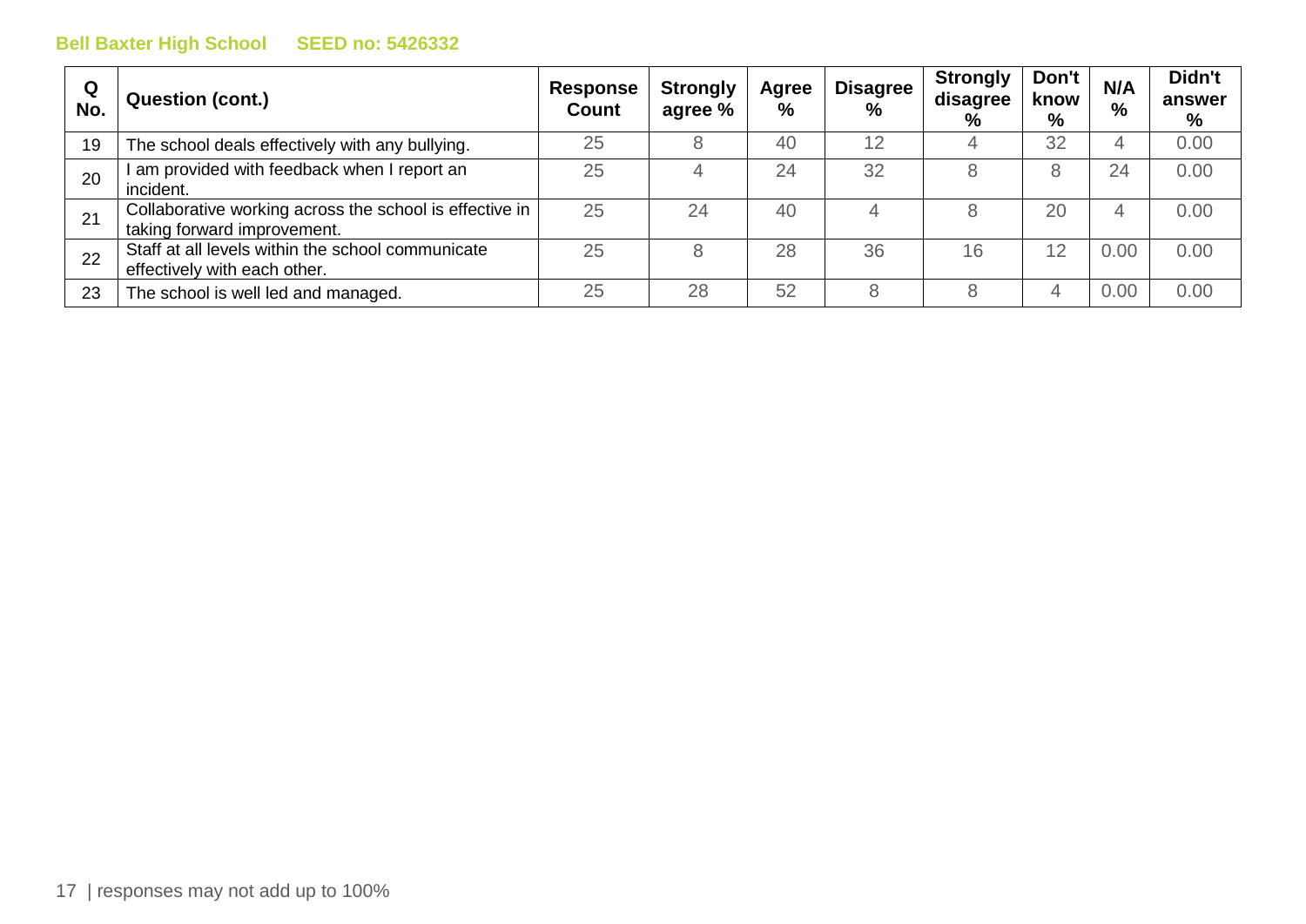**Bell Baxter High School SEED no: 5426332**

| Q No. | Question (cont.) | Response Count | Strongly agree % | Agree % | Disagree % | Strongly disagree % | Don't know % | N/A % | Didn't answer % |
|---|---|---|---|---|---|---|---|---|---|
| 19 | The school deals effectively with any bullying. | 25 | 8 | 40 | 12 | 4 | 32 | 4 | 0.00 |
| 20 | I am provided with feedback when I report an incident. | 25 | 4 | 24 | 32 | 8 | 8 | 24 | 0.00 |
| 21 | Collaborative working across the school is effective in taking forward improvement. | 25 | 24 | 40 | 4 | 8 | 20 | 4 | 0.00 |
| 22 | Staff at all levels within the school communicate effectively with each other. | 25 | 8 | 28 | 36 | 16 | 12 | 0.00 | 0.00 |
| 23 | The school is well led and managed. | 25 | 28 | 52 | 8 | 8 | 4 | 0.00 | 0.00 |

| responses may not add up to 100%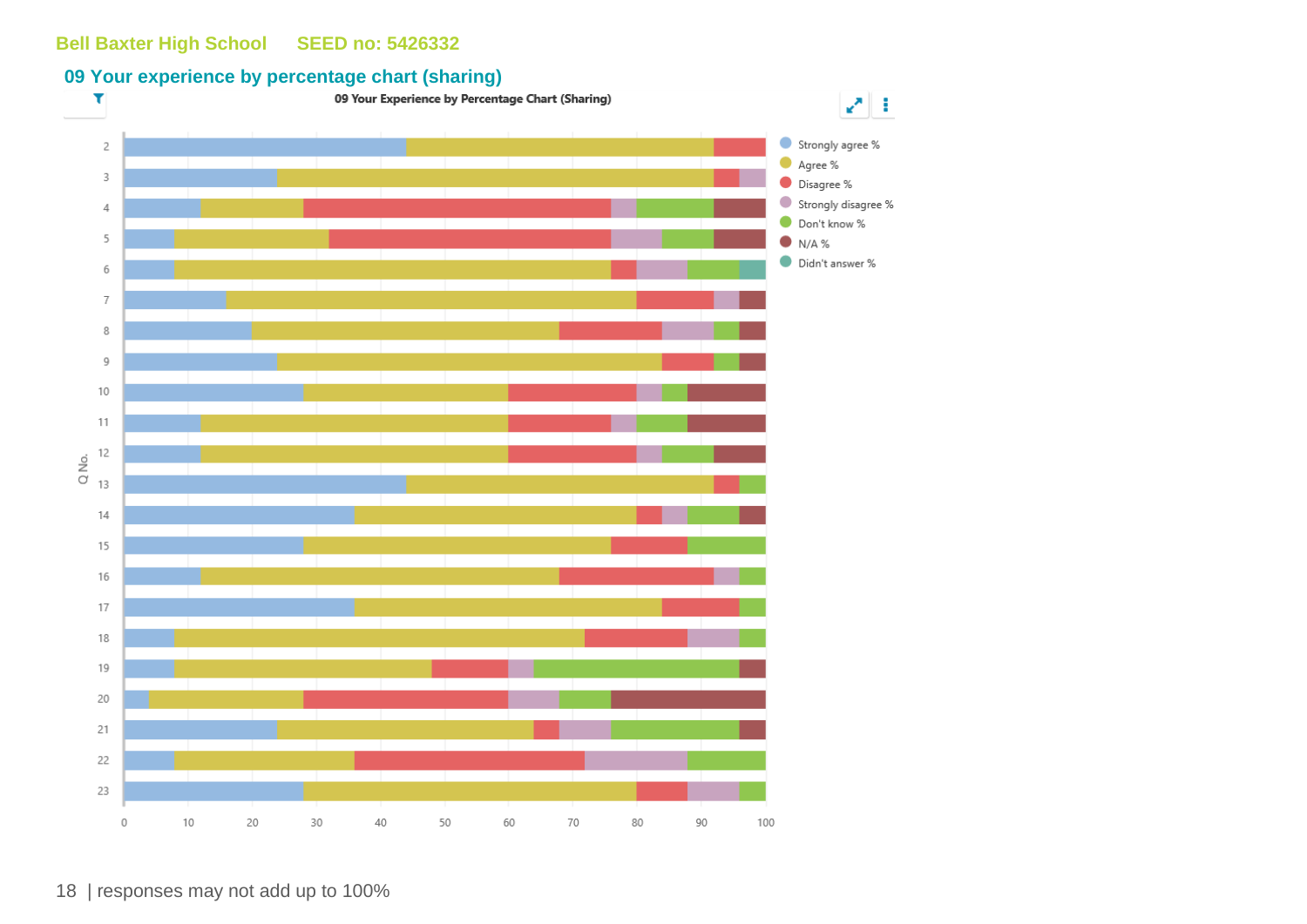Bell Baxter High School SEED no: 5426332

## 09 Your experience by percentage chart (sharing)

09 Your Experience by Percentage Chart (Sharing)

Strongly agree %
Agree %
Disagree %
Strongly disagree %
Don't know %
N/A %
Didn't answer %

Q No.

2 3 4 5 6 7 8 9 10 11 12 13 14 15 16 17 18 19 20 21 22 23

0 10 20 30 40 50 60 70 80 90 100

| responses may not add up to 100%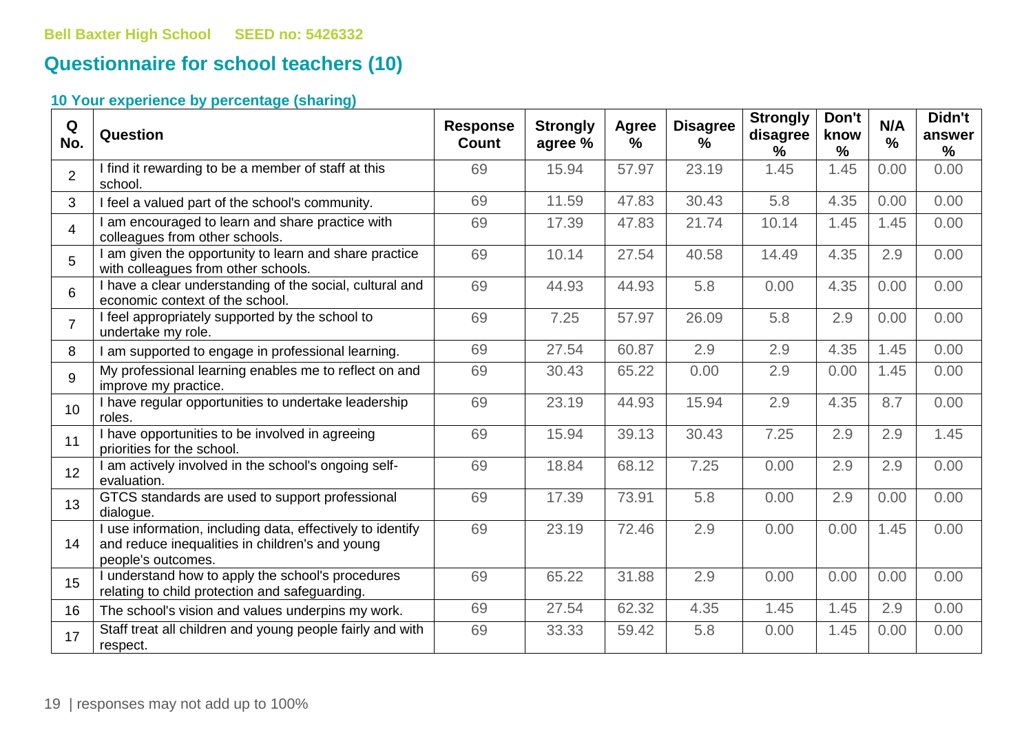Bell Baxter High School SEED no: 5426332

## Questionnaire for school teachers (10)

### 10 Your experience by percentage (sharing)

| Q No. | Question | Response Count | Strongly agree % | Agree % | Disagree % | Strongly disagree % | Don't know % | N/A % | Didn't answer % |
|---|---|---|---|---|---|---|---|---|---|
| 2 | I find it rewarding to be a member of staff at this school. | 69 | 15.94 | 57.97 | 23.19 | 1.45 | 1.45 | 0.00 | 0.00 |
| 3 | I feel a valued part of the school's community. | 69 | 11.59 | 47.83 | 30.43 | 5.8 | 4.35 | 0.00 | 0.00 |
| 4 | I am encouraged to learn and share practice with colleagues from other schools. | 69 | 17.39 | 47.83 | 21.74 | 10.14 | 1.45 | 1.45 | 0.00 |
| 5 | I am given the opportunity to learn and share practice with colleagues from other schools. | 69 | 10.14 | 27.54 | 40.58 | 14.49 | 4.35 | 2.9 | 0.00 |
| 6 | I have a clear understanding of the social, cultural and economic context of the school. | 69 | 44.93 | 44.93 | 5.8 | 0.00 | 4.35 | 0.00 | 0.00 |
| 7 | I feel appropriately supported by the school to undertake my role. | 69 | 7.25 | 57.97 | 26.09 | 5.8 | 2.9 | 0.00 | 0.00 |
| 8 | I am supported to engage in professional learning. | 69 | 27.54 | 60.87 | 2.9 | 2.9 | 4.35 | 1.45 | 0.00 |
| 9 | My professional learning enables me to reflect on and improve my practice. | 69 | 30.43 | 65.22 | 0.00 | 2.9 | 0.00 | 1.45 | 0.00 |
| 10 | I have regular opportunities to undertake leadership roles. | 69 | 23.19 | 44.93 | 15.94 | 2.9 | 4.35 | 8.7 | 0.00 |
| 11 | I have opportunities to be involved in agreeing priorities for the school. | 69 | 15.94 | 39.13 | 30.43 | 7.25 | 2.9 | 2.9 | 1.45 |
| 12 | I am actively involved in the school's ongoing self-evaluation. | 69 | 18.84 | 68.12 | 7.25 | 0.00 | 2.9 | 2.9 | 0.00 |
| 13 | GTCS standards are used to support professional dialogue. | 69 | 17.39 | 73.91 | 5.8 | 0.00 | 2.9 | 0.00 | 0.00 |
| 14 | I use information, including data, effectively to identify and reduce inequalities in children's and young people's outcomes. | 69 | 23.19 | 72.46 | 2.9 | 0.00 | 0.00 | 1.45 | 0.00 |
| 15 | I understand how to apply the school's procedures relating to child protection and safeguarding. | 69 | 65.22 | 31.88 | 2.9 | 0.00 | 0.00 | 0.00 | 0.00 |
| 16 | The school's vision and values underpins my work. | 69 | 27.54 | 62.32 | 4.35 | 1.45 | 1.45 | 2.9 | 0.00 |
| 17 | Staff treat all children and young people fairly and with respect. | 69 | 33.33 | 59.42 | 5.8 | 0.00 | 1.45 | 0.00 | 0.00 |

responses may not add up to 100%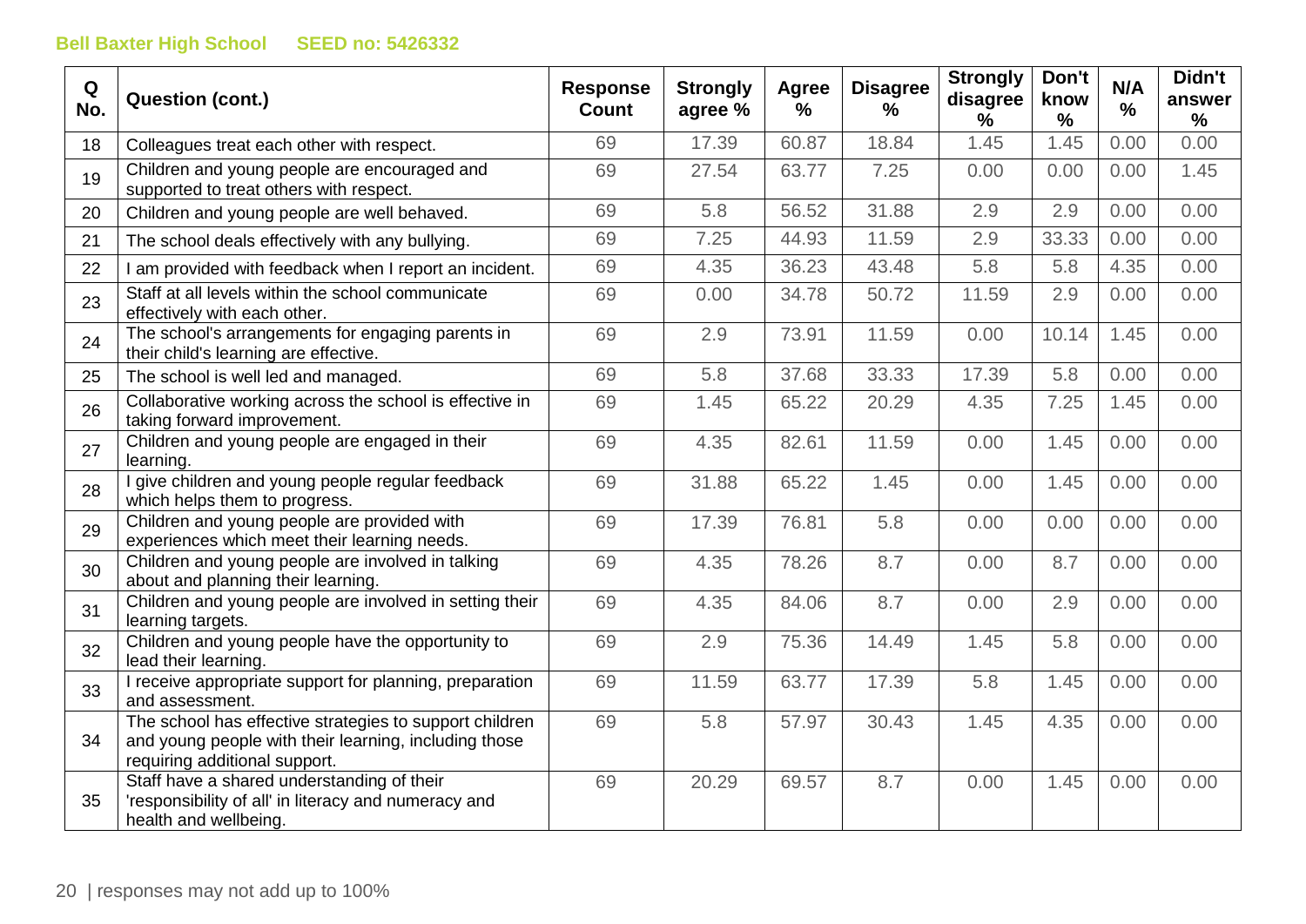**Bell Baxter High School SEED no: 5426332**

| Q No. | Question (cont.) | Response Count | Strongly agree % | Agree % | Disagree % | Strongly disagree % | Don't know % | N/A % | Didn't answer % |
|---|---|---|---|---|---|---|---|---|---|
| 18 | Colleagues treat each other with respect. | 69 | 17.39 | 60.87 | 18.84 | 1.45 | 1.45 | 0.00 | 0.00 |
| 19 | Children and young people are encouraged and supported to treat others with respect. | 69 | 27.54 | 63.77 | 7.25 | 0.00 | 0.00 | 0.00 | 1.45 |
| 20 | Children and young people are well behaved. | 69 | 5.8 | 56.52 | 31.88 | 2.9 | 2.9 | 0.00 | 0.00 |
| 21 | The school deals effectively with any bullying. | 69 | 7.25 | 44.93 | 11.59 | 2.9 | 33.33 | 0.00 | 0.00 |
| 22 | I am provided with feedback when I report an incident. | 69 | 4.35 | 36.23 | 43.48 | 5.8 | 5.8 | 4.35 | 0.00 |
| 23 | Staff at all levels within the school communicate effectively with each other. | 69 | 0.00 | 34.78 | 50.72 | 11.59 | 2.9 | 0.00 | 0.00 |
| 24 | The school's arrangements for engaging parents in their child's learning are effective. | 69 | 2.9 | 73.91 | 11.59 | 0.00 | 10.14 | 1.45 | 0.00 |
| 25 | The school is well led and managed. | 69 | 5.8 | 37.68 | 33.33 | 17.39 | 5.8 | 0.00 | 0.00 |
| 26 | Collaborative working across the school is effective in taking forward improvement. | 69 | 1.45 | 65.22 | 20.29 | 4.35 | 7.25 | 1.45 | 0.00 |
| 27 | Children and young people are engaged in their learning. | 69 | 4.35 | 82.61 | 11.59 | 0.00 | 1.45 | 0.00 | 0.00 |
| 28 | I give children and young people regular feedback which helps them to progress. | 69 | 31.88 | 65.22 | 1.45 | 0.00 | 1.45 | 0.00 | 0.00 |
| 29 | Children and young people are provided with experiences which meet their learning needs. | 69 | 17.39 | 76.81 | 5.8 | 0.00 | 0.00 | 0.00 | 0.00 |
| 30 | Children and young people are involved in talking about and planning their learning. | 69 | 4.35 | 78.26 | 8.7 | 0.00 | 8.7 | 0.00 | 0.00 |
| 31 | Children and young people are involved in setting their learning targets. | 69 | 4.35 | 84.06 | 8.7 | 0.00 | 2.9 | 0.00 | 0.00 |
| 32 | Children and young people have the opportunity to lead their learning. | 69 | 2.9 | 75.36 | 14.49 | 1.45 | 5.8 | 0.00 | 0.00 |
| 33 | I receive appropriate support for planning, preparation and assessment. | 69 | 11.59 | 63.77 | 17.39 | 5.8 | 1.45 | 0.00 | 0.00 |
| 34 | The school has effective strategies to support children and young people with their learning, including those requiring additional support. | 69 | 5.8 | 57.97 | 30.43 | 1.45 | 4.35 | 0.00 | 0.00 |
| 35 | Staff have a shared understanding of their 'responsibility of all' in literacy and numeracy and health and wellbeing. | 69 | 20.29 | 69.57 | 8.7 | 0.00 | 1.45 | 0.00 | 0.00 |

responses may not add up to 100%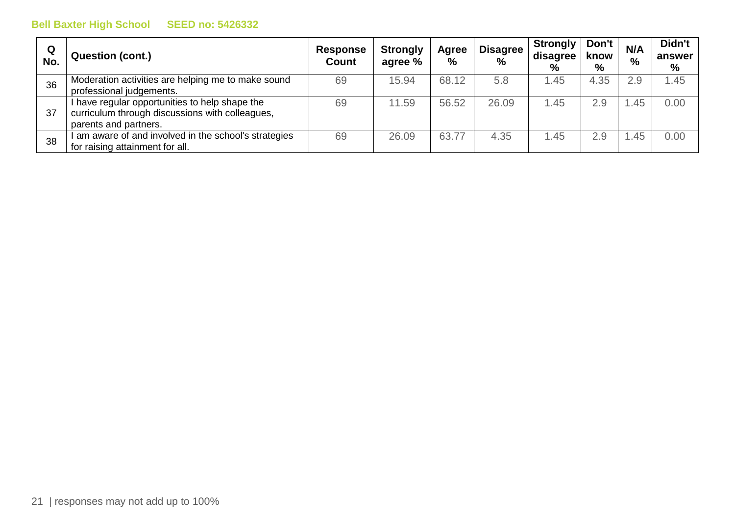| Q No. | Question (cont.) | Response Count | Strongly agree % | Agree % | Disagree % | Strongly disagree % | Don't know % | N/A % | Didn't answer % |
|---|---|---|---|---|---|---|---|---|---|
| 36 | Moderation activities are helping me to make sound professional judgements. | 69 | 15.94 | 68.12 | 5.8 | 1.45 | 4.35 | 2.9 | 1.45 |
| 37 | I have regular opportunities to help shape the curriculum through discussions with colleagues, parents and partners. | 69 | 11.59 | 56.52 | 26.09 | 1.45 | 2.9 | 1.45 | 0.00 |
| 38 | I am aware of and involved in the school's strategies for raising attainment for all. | 69 | 26.09 | 63.77 | 4.35 | 1.45 | 2.9 | 1.45 | 0.00 |

responses may not add up to 100%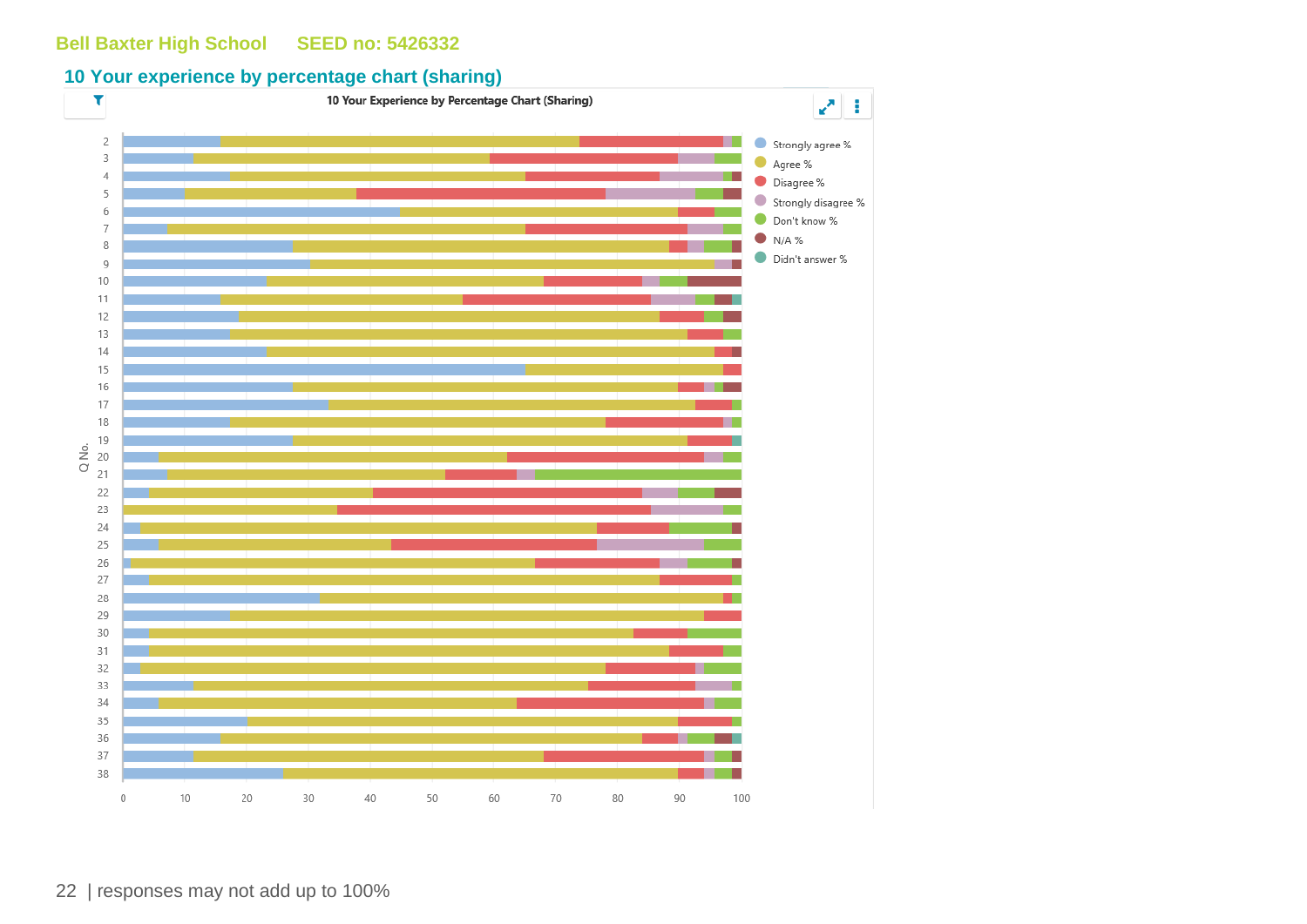Bell Baxter High School SEED no: 5426332

## 10 Your experience by percentage chart (sharing)

10 Your Experience by Percentage Chart (Sharing)

Q No.

2
3
4
5
6
7
8
9
10
11
12
13
14
15
16
17
18
19
20
21
22
23
24
25
26
27
28
29
30
31
32
33
34
35
36
37
38

0 10 20 30 40 50 60 70 80 90 100

Strongly agree %
Agree %
Disagree %
Strongly disagree %
Don't know %
N/A %
Didn't answer %

| responses may not add up to 100%